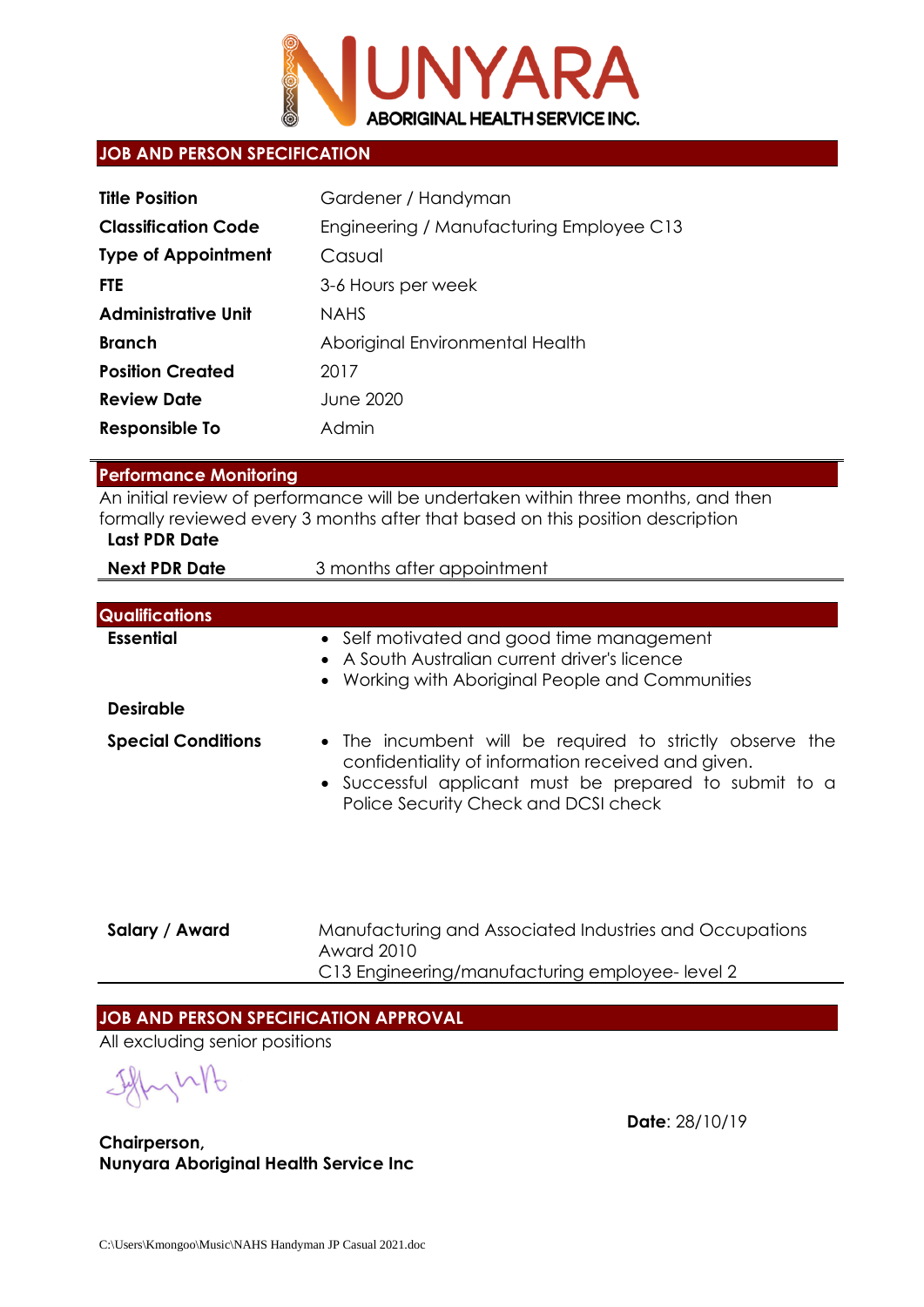# NUNYARA

ABORIGINAL HEALTH SERVICE INC.

## JOB AND PERSON SPECIFICATION

| | |
|---|---|
| **Title Position** | Gardener / Handyman |
| **Classification Code** | Engineering / Manufacturing Employee C13 |
| **Type of Appointment** | Casual |
| **FTE** | 3-6 Hours per week |
| **Administrative Unit** | NAHS |
| **Branch** | Aboriginal Environmental Health |
| **Position Created** | 2017 |
| **Review Date** | June 2020 |
| **Responsible To** | Admin |

## Performance Monitoring

An initial review of performance will be undertaken within three months, and then formally reviewed every 3 months after that based on this position description

| | |
|---|---|
| **Last PDR Date** | |
| **Next PDR Date** | 3 months after appointment |

## Qualifications

**Essential**

- Self motivated and good time management
- A South Australian current driver's licence
- Working with Aboriginal People and Communities

**Desirable**

**Special Conditions**

- The incumbent will be required to strictly observe the confidentiality of information received and given.
- Successful applicant must be prepared to submit to a Police Security Check and DCSI check

**Salary / Award**

Manufacturing and Associated Industries and Occupations Award 2010
C13 Engineering/manufacturing employee- level 2

## JOB AND PERSON SPECIFICATION APPROVAL

All excluding senior positions

**Date**: 28/10/19

**Chairperson,**
**Nunyara Aboriginal Health Service Inc**

C:\Users\Kmongoo\Music\NAHS Handyman JP Casual 2021.doc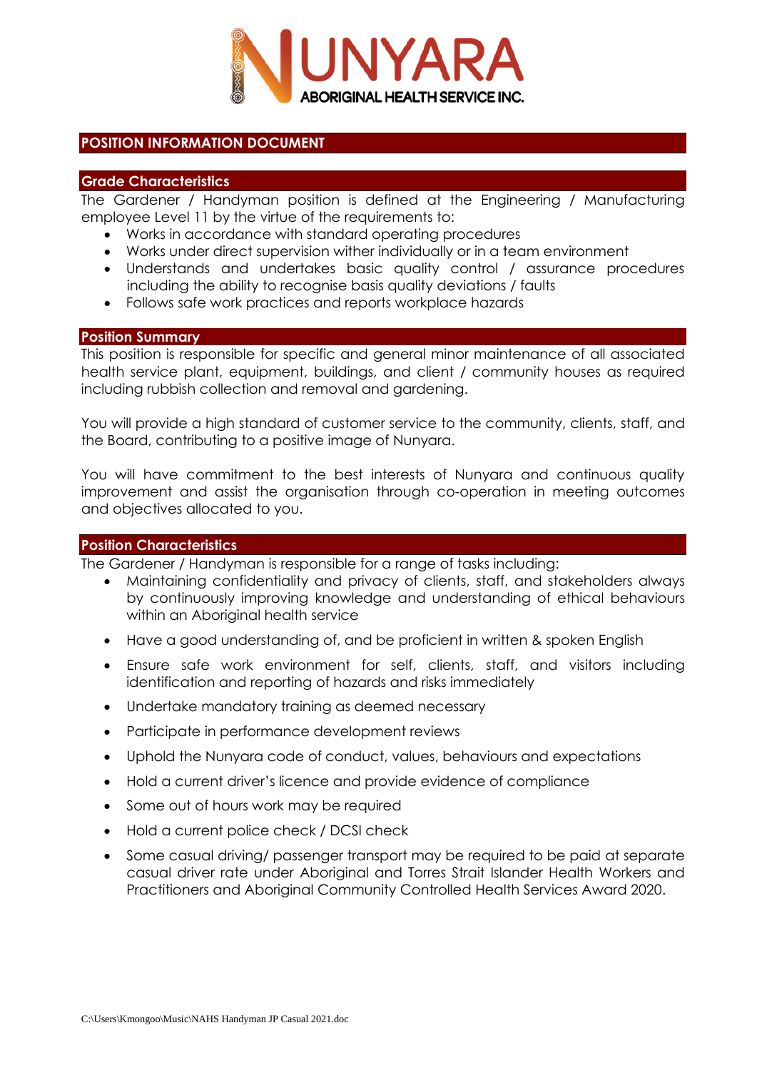# POSITION INFORMATION DOCUMENT

## Grade Characteristics

The Gardener / Handyman position is defined at the Engineering / Manufacturing employee Level 11 by the virtue of the requirements to:

- Works in accordance with standard operating procedures
- Works under direct supervision wither individually or in a team environment
- Understands and undertakes basic quality control / assurance procedures including the ability to recognise basis quality deviations / faults
- Follows safe work practices and reports workplace hazards

## Position Summary

This position is responsible for specific and general minor maintenance of all associated health service plant, equipment, buildings, and client / community houses as required including rubbish collection and removal and gardening.

You will provide a high standard of customer service to the community, clients, staff, and the Board, contributing to a positive image of Nunyara.

You will have commitment to the best interests of Nunyara and continuous quality improvement and assist the organisation through co-operation in meeting outcomes and objectives allocated to you.

## Position Characteristics

The Gardener / Handyman is responsible for a range of tasks including:

- Maintaining confidentiality and privacy of clients, staff, and stakeholders always by continuously improving knowledge and understanding of ethical behaviours within an Aboriginal health service
- Have a good understanding of, and be proficient in written & spoken English
- Ensure safe work environment for self, clients, staff, and visitors including identification and reporting of hazards and risks immediately
- Undertake mandatory training as deemed necessary
- Participate in performance development reviews
- Uphold the Nunyara code of conduct, values, behaviours and expectations
- Hold a current driver's licence and provide evidence of compliance
- Some out of hours work may be required
- Hold a current police check / DCSI check
- Some casual driving/ passenger transport may be required to be paid at separate casual driver rate under Aboriginal and Torres Strait Islander Health Workers and Practitioners and Aboriginal Community Controlled Health Services Award 2020.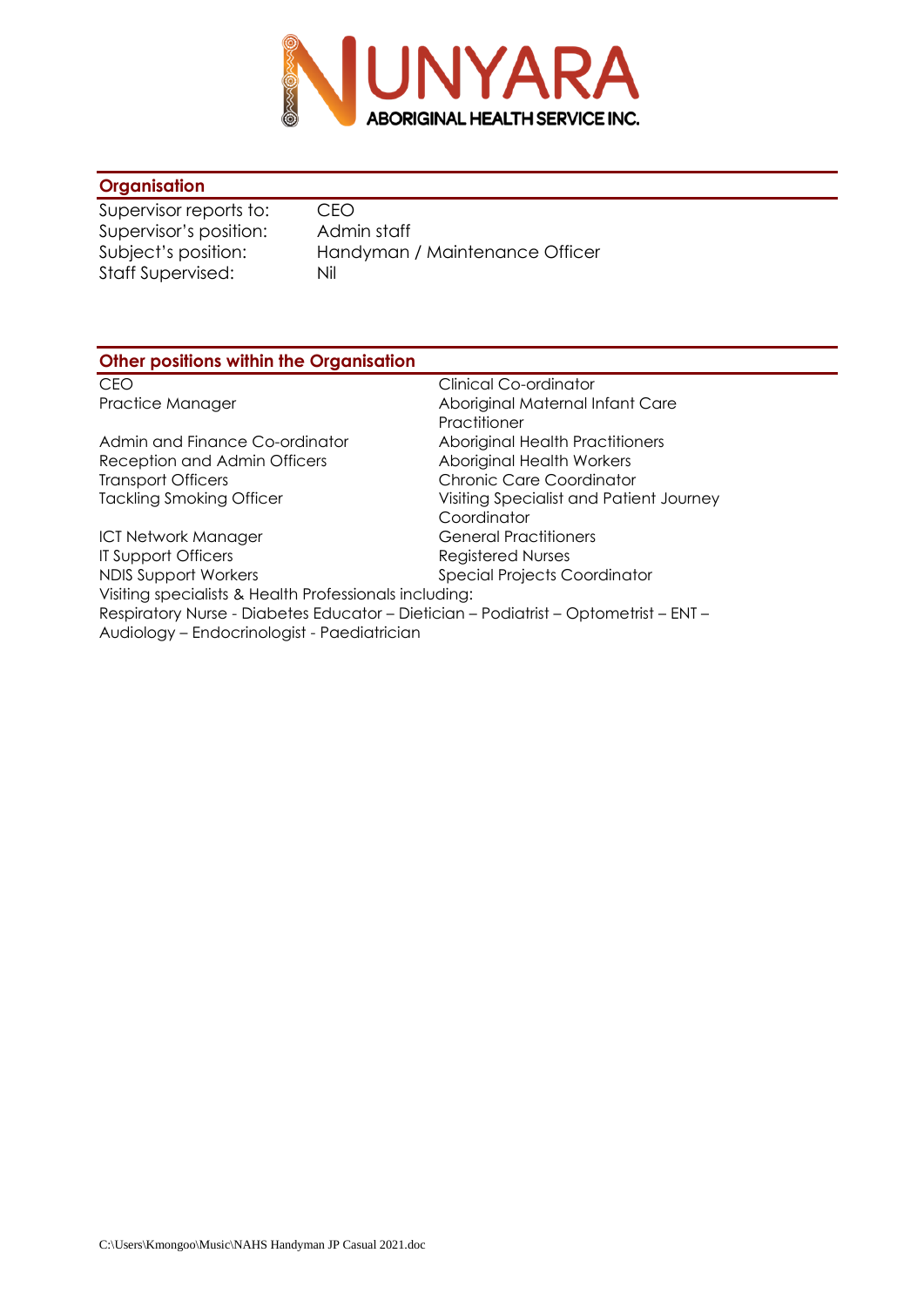## Organisation

| | |
|---|---|
| Supervisor reports to: | CEO |
| Supervisor's position: | Admin staff |
| Subject's position: | Handyman / Maintenance Officer |
| Staff Supervised: | Nil |

## Other positions within the Organisation

| | |
|---|---|
| CEO | Clinical Co-ordinator |
| Practice Manager | Aboriginal Maternal Infant Care Practitioner |
| Admin and Finance Co-ordinator | Aboriginal Health Practitioners |
| Reception and Admin Officers | Aboriginal Health Workers |
| Transport Officers | Chronic Care Coordinator |
| Tackling Smoking Officer | Visiting Specialist and Patient Journey Coordinator |
| ICT Network Manager | General Practitioners |
| IT Support Officers | Registered Nurses |
| NDIS Support Workers | Special Projects Coordinator |

Visiting specialists & Health Professionals including:
Respiratory Nurse - Diabetes Educator – Dietician – Podiatrist – Optometrist – ENT – Audiology – Endocrinologist - Paediatrician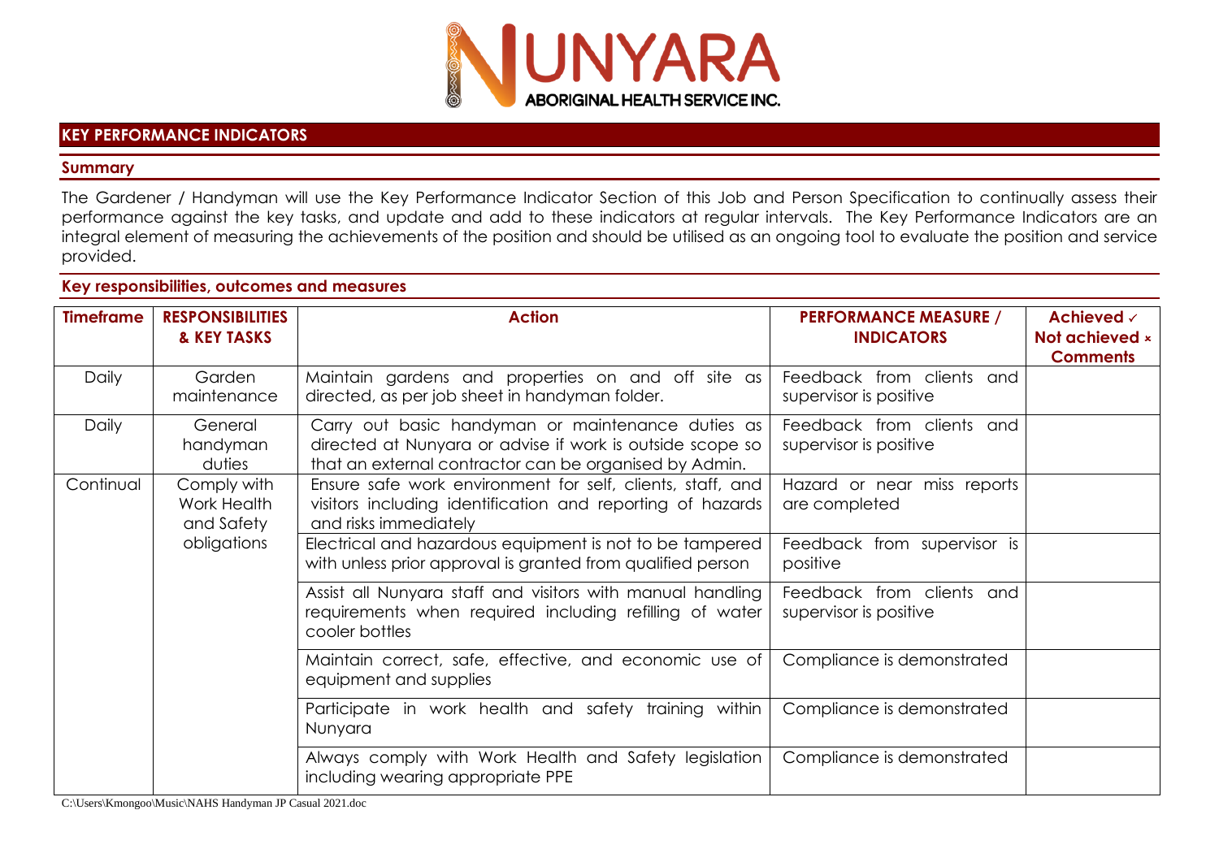## KEY PERFORMANCE INDICATORS

### Summary

The Gardener / Handyman will use the Key Performance Indicator Section of this Job and Person Specification to continually assess their performance against the key tasks, and update and add to these indicators at regular intervals. The Key Performance Indicators are an integral element of measuring the achievements of the position and should be utilised as an ongoing tool to evaluate the position and service provided.

### Key responsibilities, outcomes and measures

| Timeframe | RESPONSIBILITIES & KEY TASKS | Action | PERFORMANCE MEASURE / INDICATORS | Achieved ✓ Not achieved × Comments |
|---|---|---|---|---|
| Daily | Garden maintenance | Maintain gardens and properties on and off site as directed, as per job sheet in handyman folder. | Feedback from clients and supervisor is positive | |
| Daily | General handyman duties | Carry out basic handyman or maintenance duties as directed at Nunyara or advise if work is outside scope so that an external contractor can be organised by Admin. | Feedback from clients and supervisor is positive | |
| Continual | Comply with Work Health and Safety obligations | Ensure safe work environment for self, clients, staff, and visitors including identification and reporting of hazards and risks immediately | Hazard or near miss reports are completed | |
| | | Electrical and hazardous equipment is not to be tampered with unless prior approval is granted from qualified person | Feedback from supervisor is positive | |
| | | Assist all Nunyara staff and visitors with manual handling requirements when required including refilling of water cooler bottles | Feedback from clients and supervisor is positive | |
| | | Maintain correct, safe, effective, and economic use of equipment and supplies | Compliance is demonstrated | |
| | | Participate in work health and safety training within Nunyara | Compliance is demonstrated | |
| | | Always comply with Work Health and Safety legislation including wearing appropriate PPE | Compliance is demonstrated | |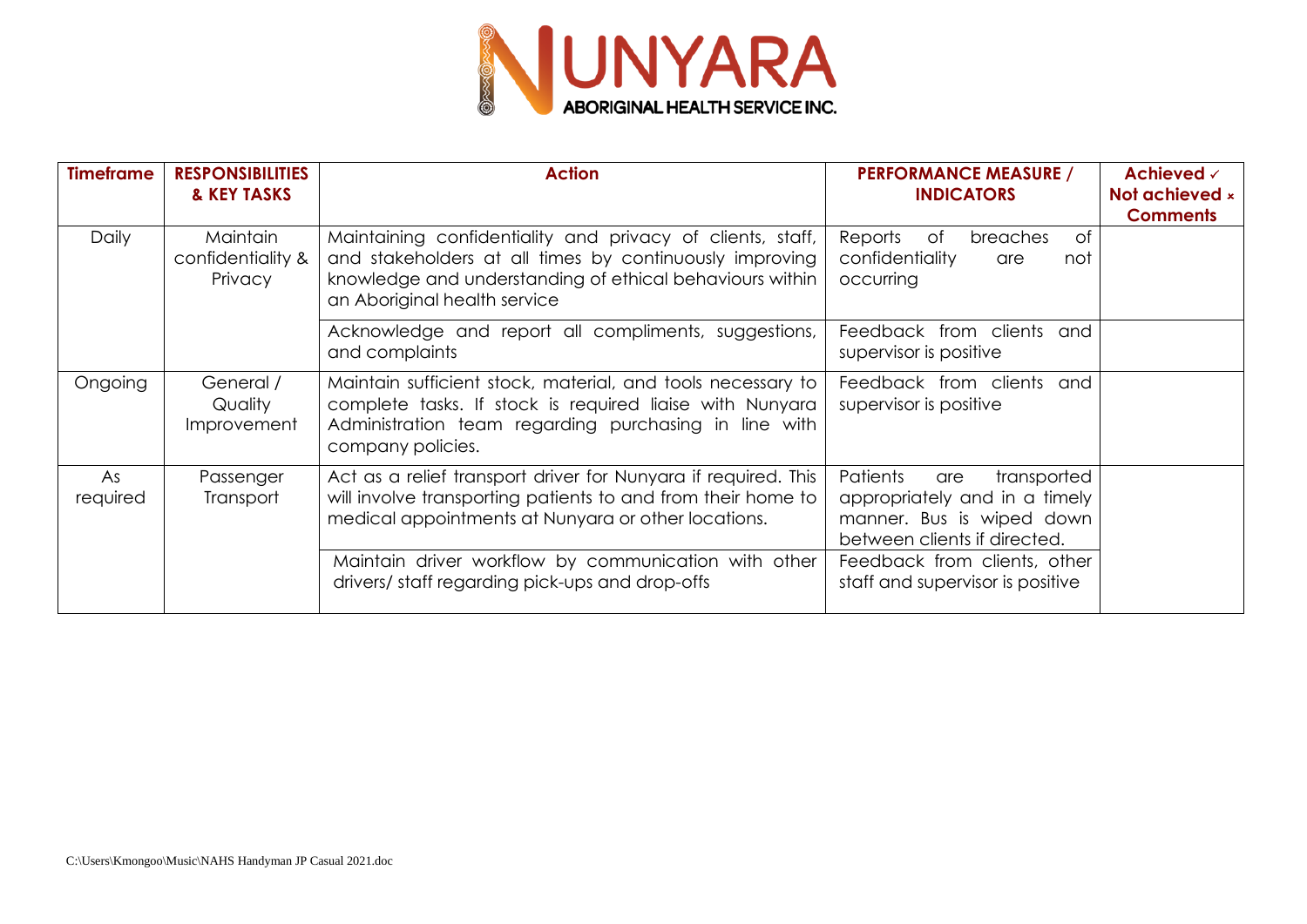| Timeframe | RESPONSIBILITIES & KEY TASKS | Action | PERFORMANCE MEASURE / INDICATORS | Achieved ✓ Not achieved × Comments |
|---|---|---|---|---|
| Daily | Maintain confidentiality & Privacy | Maintaining confidentiality and privacy of clients, staff, and stakeholders at all times by continuously improving knowledge and understanding of ethical behaviours within an Aboriginal health service | Reports of breaches of confidentiality are not occurring | |
| | | Acknowledge and report all compliments, suggestions, and complaints | Feedback from clients and supervisor is positive | |
| Ongoing | General / Quality Improvement | Maintain sufficient stock, material, and tools necessary to complete tasks. If stock is required liaise with Nunyara Administration team regarding purchasing in line with company policies. | Feedback from clients and supervisor is positive | |
| As required | Passenger Transport | Act as a relief transport driver for Nunyara if required. This will involve transporting patients to and from their home to medical appointments at Nunyara or other locations. | Patients are transported appropriately and in a timely manner. Bus is wiped down between clients if directed. | |
| | | Maintain driver workflow by communication with other drivers/ staff regarding pick-ups and drop-offs | Feedback from clients, other staff and supervisor is positive | |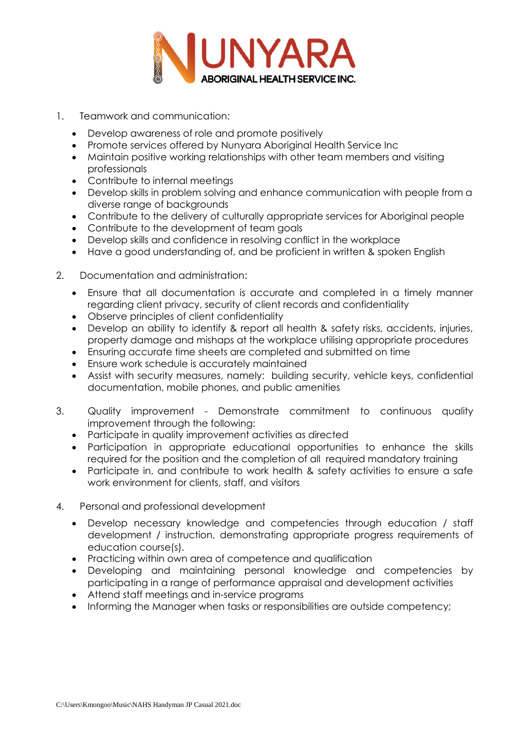1. Teamwork and communication:

   - Develop awareness of role and promote positively
   - Promote services offered by Nunyara Aboriginal Health Service Inc
   - Maintain positive working relationships with other team members and visiting professionals
   - Contribute to internal meetings
   - Develop skills in problem solving and enhance communication with people from a diverse range of backgrounds
   - Contribute to the delivery of culturally appropriate services for Aboriginal people
   - Contribute to the development of team goals
   - Develop skills and confidence in resolving conflict in the workplace
   - Have a good understanding of, and be proficient in written & spoken English

2. Documentation and administration:

   - Ensure that all documentation is accurate and completed in a timely manner regarding client privacy, security of client records and confidentiality
   - Observe principles of client confidentiality
   - Develop an ability to identify & report all health & safety risks, accidents, injuries, property damage and mishaps at the workplace utilising appropriate procedures
   - Ensuring accurate time sheets are completed and submitted on time
   - Ensure work schedule is accurately maintained
   - Assist with security measures, namely: building security, vehicle keys, confidential documentation, mobile phones, and public amenities

3. Quality improvement - Demonstrate commitment to continuous quality improvement through the following:
   - Participate in quality improvement activities as directed
   - Participation in appropriate educational opportunities to enhance the skills required for the position and the completion of all required mandatory training
   - Participate in, and contribute to work health & safety activities to ensure a safe work environment for clients, staff, and visitors

4. Personal and professional development

   - Develop necessary knowledge and competencies through education / staff development / instruction, demonstrating appropriate progress requirements of education course(s).
   - Practicing within own area of competence and qualification
   - Developing and maintaining personal knowledge and competencies by participating in a range of performance appraisal and development activities
   - Attend staff meetings and in-service programs
   - Informing the Manager when tasks or responsibilities are outside competency;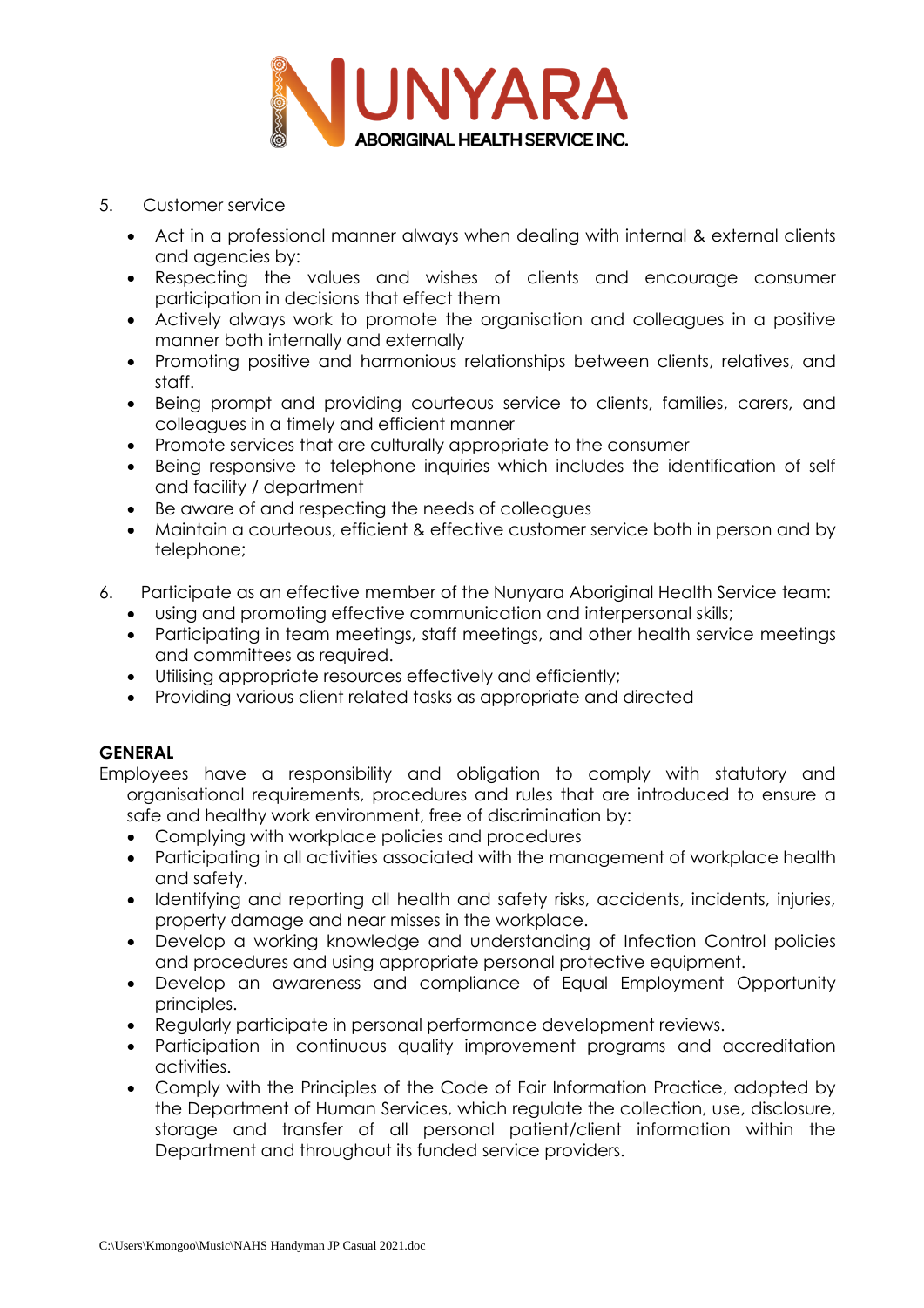5. Customer service

- Act in a professional manner always when dealing with internal & external clients and agencies by:
- Respecting the values and wishes of clients and encourage consumer participation in decisions that effect them
- Actively always work to promote the organisation and colleagues in a positive manner both internally and externally
- Promoting positive and harmonious relationships between clients, relatives, and staff.
- Being prompt and providing courteous service to clients, families, carers, and colleagues in a timely and efficient manner
- Promote services that are culturally appropriate to the consumer
- Being responsive to telephone inquiries which includes the identification of self and facility / department
- Be aware of and respecting the needs of colleagues
- Maintain a courteous, efficient & effective customer service both in person and by telephone;

6. Participate as an effective member of the Nunyara Aboriginal Health Service team:

- using and promoting effective communication and interpersonal skills;
- Participating in team meetings, staff meetings, and other health service meetings and committees as required.
- Utilising appropriate resources effectively and efficiently;
- Providing various client related tasks as appropriate and directed

**GENERAL**

Employees have a responsibility and obligation to comply with statutory and organisational requirements, procedures and rules that are introduced to ensure a safe and healthy work environment, free of discrimination by:

- Complying with workplace policies and procedures
- Participating in all activities associated with the management of workplace health and safety.
- Identifying and reporting all health and safety risks, accidents, incidents, injuries, property damage and near misses in the workplace.
- Develop a working knowledge and understanding of Infection Control policies and procedures and using appropriate personal protective equipment.
- Develop an awareness and compliance of Equal Employment Opportunity principles.
- Regularly participate in personal performance development reviews.
- Participation in continuous quality improvement programs and accreditation activities.
- Comply with the Principles of the Code of Fair Information Practice, adopted by the Department of Human Services, which regulate the collection, use, disclosure, storage and transfer of all personal patient/client information within the Department and throughout its funded service providers.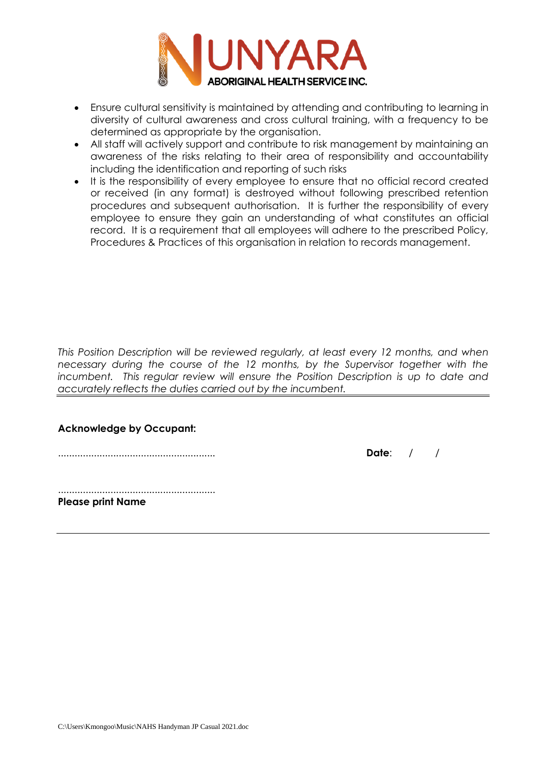- Ensure cultural sensitivity is maintained by attending and contributing to learning in diversity of cultural awareness and cross cultural training, with a frequency to be determined as appropriate by the organisation.
- All staff will actively support and contribute to risk management by maintaining an awareness of the risks relating to their area of responsibility and accountability including the identification and reporting of such risks
- It is the responsibility of every employee to ensure that no official record created or received (in any format) is destroyed without following prescribed retention procedures and subsequent authorisation. It is further the responsibility of every employee to ensure they gain an understanding of what constitutes an official record. It is a requirement that all employees will adhere to the prescribed Policy, Procedures & Practices of this organisation in relation to records management.

*This Position Description will be reviewed regularly, at least every 12 months, and when necessary during the course of the 12 months, by the Supervisor together with the incumbent. This regular review will ensure the Position Description is up to date and accurately reflects the duties carried out by the incumbent.*

---

**Acknowledge by Occupant:**

......................................................... **Date**: / /

.........................................................
**Please print Name**

---

C:\Users\Kmongoo\Music\NAHS Handyman JP Casual 2021.doc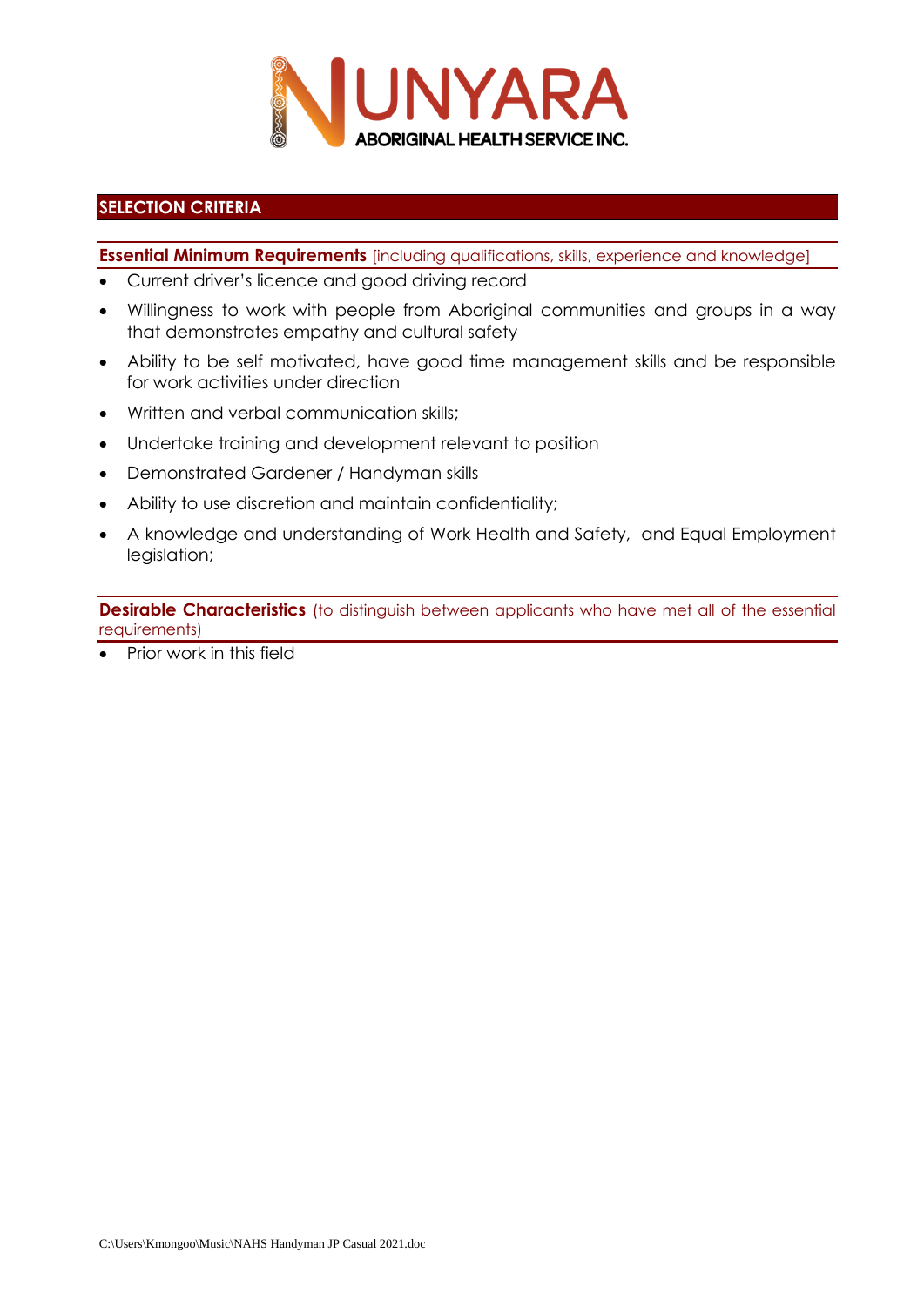NUNYARA
ABORIGINAL HEALTH SERVICE INC.

## SELECTION CRITERIA

**Essential Minimum Requirements** [including qualifications, skills, experience and knowledge]

- Current driver's licence and good driving record
- Willingness to work with people from Aboriginal communities and groups in a way that demonstrates empathy and cultural safety
- Ability to be self motivated, have good time management skills and be responsible for work activities under direction
- Written and verbal communication skills;
- Undertake training and development relevant to position
- Demonstrated Gardener / Handyman skills
- Ability to use discretion and maintain confidentiality;
- A knowledge and understanding of Work Health and Safety, and Equal Employment legislation;

**Desirable Characteristics** (to distinguish between applicants who have met all of the essential requirements)

- Prior work in this field